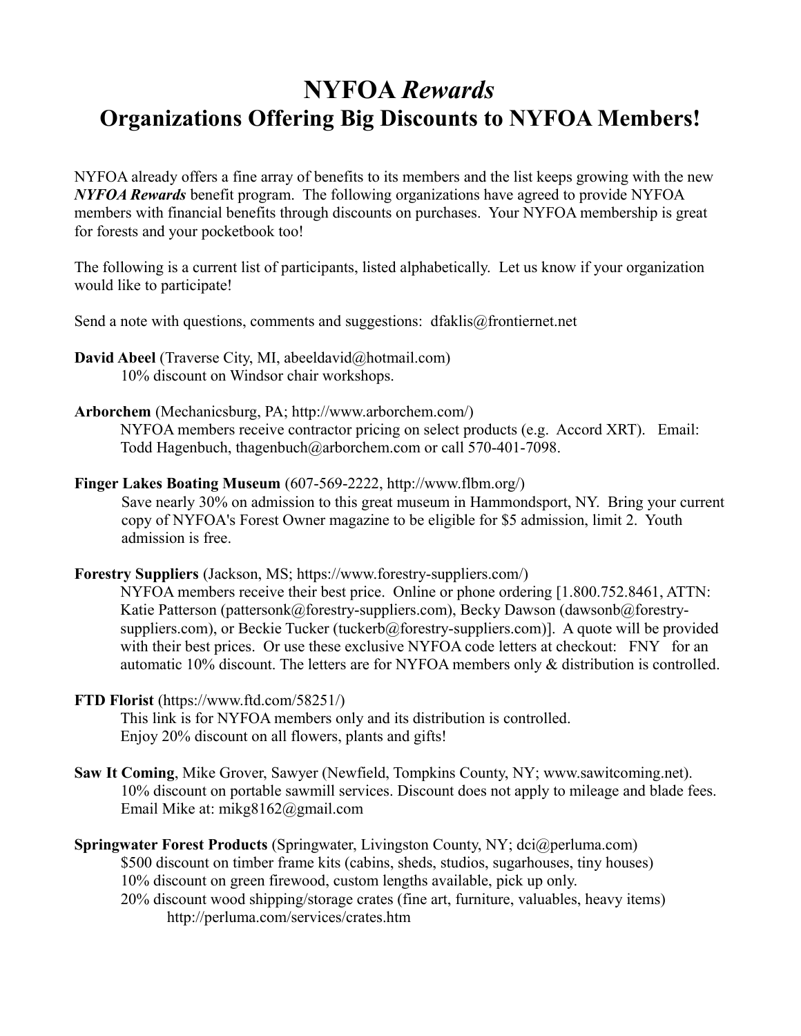# NYFOA *Rewards*
# Organizations Offering Big Discounts to NYFOA Members!

NYFOA already offers a fine array of benefits to its members and the list keeps growing with the new ***NYFOA Rewards*** benefit program. The following organizations have agreed to provide NYFOA members with financial benefits through discounts on purchases. Your NYFOA membership is great for forests and your pocketbook too!

The following is a current list of participants, listed alphabetically. Let us know if your organization would like to participate!

Send a note with questions, comments and suggestions: dfaklis@frontiernet.net

**David Abeel** (Traverse City, MI, abeeldavid@hotmail.com)
10% discount on Windsor chair workshops.

**Arborchem** (Mechanicsburg, PA; http://www.arborchem.com/)
NYFOA members receive contractor pricing on select products (e.g. Accord XRT). Email: Todd Hagenbuch, thagenbuch@arborchem.com or call 570-401-7098.

**Finger Lakes Boating Museum** (607-569-2222, http://www.flbm.org/)
Save nearly 30% on admission to this great museum in Hammondsport, NY. Bring your current copy of NYFOA's Forest Owner magazine to be eligible for $5 admission, limit 2. Youth admission is free.

**Forestry Suppliers** (Jackson, MS; https://www.forestry-suppliers.com/)
NYFOA members receive their best price. Online or phone ordering [1.800.752.8461, ATTN: Katie Patterson (pattersonk@forestry-suppliers.com), Becky Dawson (dawsonb@forestry-suppliers.com), or Beckie Tucker (tuckerb@forestry-suppliers.com)]. A quote will be provided with their best prices. Or use these exclusive NYFOA code letters at checkout: FNY for an automatic 10% discount. The letters are for NYFOA members only & distribution is controlled.

**FTD Florist** (https://www.ftd.com/58251/)
This link is for NYFOA members only and its distribution is controlled.
Enjoy 20% discount on all flowers, plants and gifts!

**Saw It Coming**, Mike Grover, Sawyer (Newfield, Tompkins County, NY; www.sawitcoming.net).
10% discount on portable sawmill services. Discount does not apply to mileage and blade fees.
Email Mike at: mikg8162@gmail.com

**Springwater Forest Products** (Springwater, Livingston County, NY; dci@perluma.com)
$500 discount on timber frame kits (cabins, sheds, studios, sugarhouses, tiny houses)
10% discount on green firewood, custom lengths available, pick up only.
20% discount wood shipping/storage crates (fine art, furniture, valuables, heavy items)
http://perluma.com/services/crates.htm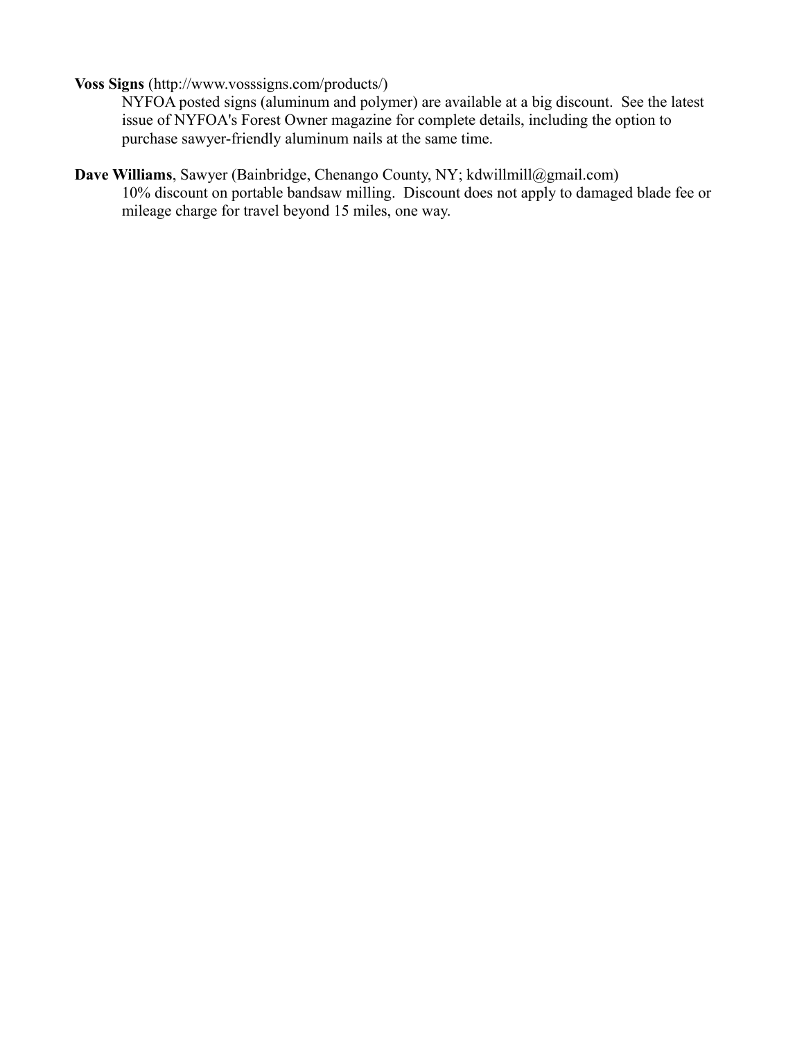**Voss Signs** (http://www.vosssigns.com/products/)

NYFOA posted signs (aluminum and polymer) are available at a big discount. See the latest issue of NYFOA's Forest Owner magazine for complete details, including the option to purchase sawyer-friendly aluminum nails at the same time.

**Dave Williams**, Sawyer (Bainbridge, Chenango County, NY; kdwillmill@gmail.com)

10% discount on portable bandsaw milling. Discount does not apply to damaged blade fee or mileage charge for travel beyond 15 miles, one way.